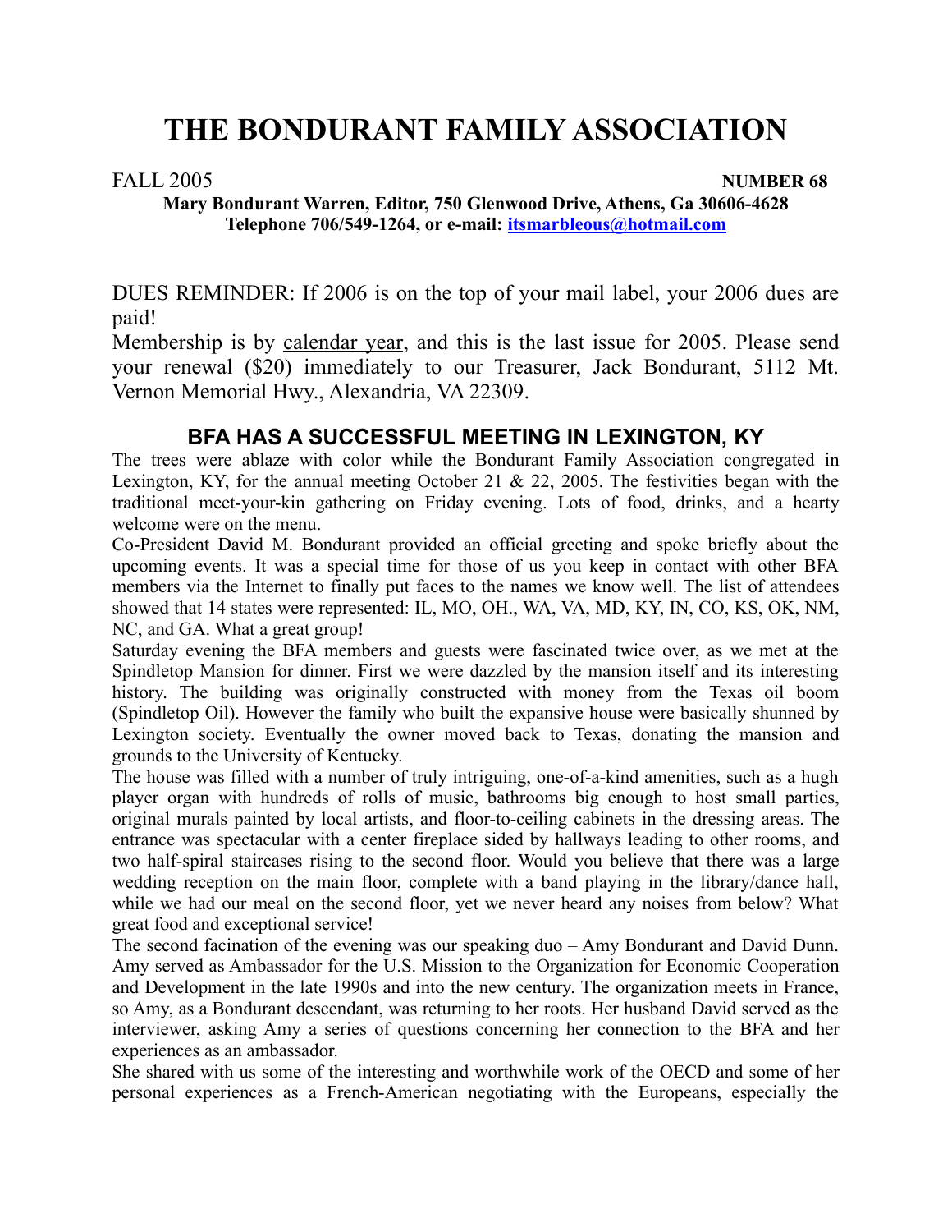# THE BONDURANT FAMILY ASSOCIATION

FALL 2005 **NUMBER 68**

**Mary Bondurant Warren, Editor, 750 Glenwood Drive, Athens, Ga 30606-4628**
**Telephone 706/549-1264, or e-mail: itsmarbleous@hotmail.com**

DUES REMINDER: If 2006 is on the top of your mail label, your 2006 dues are paid!
Membership is by calendar year, and this is the last issue for 2005. Please send your renewal ($20) immediately to our Treasurer, Jack Bondurant, 5112 Mt. Vernon Memorial Hwy., Alexandria, VA 22309.

## BFA HAS A SUCCESSFUL MEETING IN LEXINGTON, KY

The trees were ablaze with color while the Bondurant Family Association congregated in Lexington, KY, for the annual meeting October 21 & 22, 2005. The festivities began with the traditional meet-your-kin gathering on Friday evening. Lots of food, drinks, and a hearty welcome were on the menu.

Co-President David M. Bondurant provided an official greeting and spoke briefly about the upcoming events. It was a special time for those of us you keep in contact with other BFA members via the Internet to finally put faces to the names we know well. The list of attendees showed that 14 states were represented: IL, MO, OH., WA, VA, MD, KY, IN, CO, KS, OK, NM, NC, and GA. What a great group!

Saturday evening the BFA members and guests were fascinated twice over, as we met at the Spindletop Mansion for dinner. First we were dazzled by the mansion itself and its interesting history. The building was originally constructed with money from the Texas oil boom (Spindletop Oil). However the family who built the expansive house were basically shunned by Lexington society. Eventually the owner moved back to Texas, donating the mansion and grounds to the University of Kentucky.

The house was filled with a number of truly intriguing, one-of-a-kind amenities, such as a hugh player organ with hundreds of rolls of music, bathrooms big enough to host small parties, original murals painted by local artists, and floor-to-ceiling cabinets in the dressing areas. The entrance was spectacular with a center fireplace sided by hallways leading to other rooms, and two half-spiral staircases rising to the second floor. Would you believe that there was a large wedding reception on the main floor, complete with a band playing in the library/dance hall, while we had our meal on the second floor, yet we never heard any noises from below? What great food and exceptional service!

The second facination of the evening was our speaking duo – Amy Bondurant and David Dunn. Amy served as Ambassador for the U.S. Mission to the Organization for Economic Cooperation and Development in the late 1990s and into the new century. The organization meets in France, so Amy, as a Bondurant descendant, was returning to her roots. Her husband David served as the interviewer, asking Amy a series of questions concerning her connection to the BFA and her experiences as an ambassador.

She shared with us some of the interesting and worthwhile work of the OECD and some of her personal experiences as a French-American negotiating with the Europeans, especially the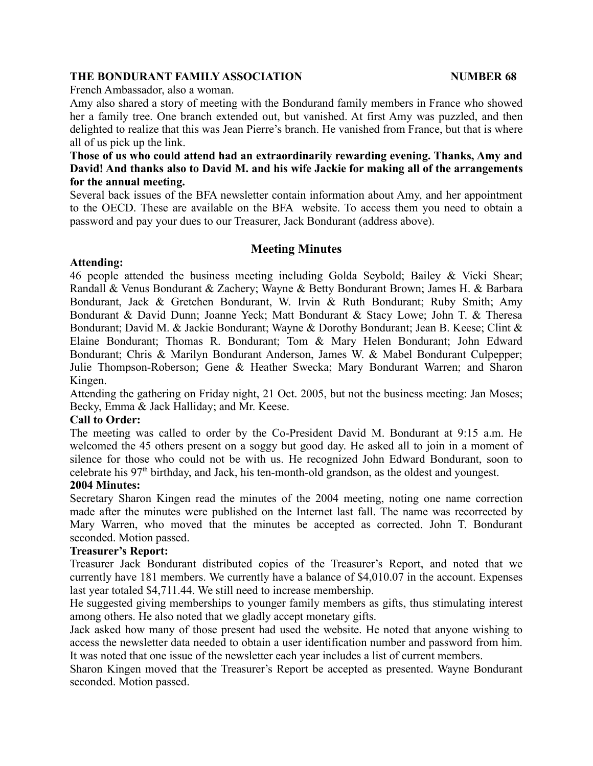French Ambassador, also a woman.

Amy also shared a story of meeting with the Bondurand family members in France who showed her a family tree. One branch extended out, but vanished. At first Amy was puzzled, and then delighted to realize that this was Jean Pierre's branch. He vanished from France, but that is where all of us pick up the link.

**Those of us who could attend had an extraordinarily rewarding evening. Thanks, Amy and David! And thanks also to David M. and his wife Jackie for making all of the arrangements for the annual meeting.**

Several back issues of the BFA newsletter contain information about Amy, and her appointment to the OECD. These are available on the BFA website. To access them you need to obtain a password and pay your dues to our Treasurer, Jack Bondurant (address above).

## Meeting Minutes

**Attending:**

46 people attended the business meeting including Golda Seybold; Bailey & Vicki Shear; Randall & Venus Bondurant & Zachery; Wayne & Betty Bondurant Brown; James H. & Barbara Bondurant, Jack & Gretchen Bondurant, W. Irvin & Ruth Bondurant; Ruby Smith; Amy Bondurant & David Dunn; Joanne Yeck; Matt Bondurant & Stacy Lowe; John T. & Theresa Bondurant; David M. & Jackie Bondurant; Wayne & Dorothy Bondurant; Jean B. Keese; Clint & Elaine Bondurant; Thomas R. Bondurant; Tom & Mary Helen Bondurant; John Edward Bondurant; Chris & Marilyn Bondurant Anderson, James W. & Mabel Bondurant Culpepper; Julie Thompson-Roberson; Gene & Heather Swecka; Mary Bondurant Warren; and Sharon Kingen.

Attending the gathering on Friday night, 21 Oct. 2005, but not the business meeting: Jan Moses; Becky, Emma & Jack Halliday; and Mr. Keese.

**Call to Order:**

The meeting was called to order by the Co-President David M. Bondurant at 9:15 a.m. He welcomed the 45 others present on a soggy but good day. He asked all to join in a moment of silence for those who could not be with us. He recognized John Edward Bondurant, soon to celebrate his 97th birthday, and Jack, his ten-month-old grandson, as the oldest and youngest.

**2004 Minutes:**

Secretary Sharon Kingen read the minutes of the 2004 meeting, noting one name correction made after the minutes were published on the Internet last fall. The name was recorrected by Mary Warren, who moved that the minutes be accepted as corrected. John T. Bondurant seconded. Motion passed.

**Treasurer's Report:**

Treasurer Jack Bondurant distributed copies of the Treasurer's Report, and noted that we currently have 181 members. We currently have a balance of $4,010.07 in the account. Expenses last year totaled $4,711.44. We still need to increase membership.

He suggested giving memberships to younger family members as gifts, thus stimulating interest among others. He also noted that we gladly accept monetary gifts.

Jack asked how many of those present had used the website. He noted that anyone wishing to access the newsletter data needed to obtain a user identification number and password from him. It was noted that one issue of the newsletter each year includes a list of current members.

Sharon Kingen moved that the Treasurer's Report be accepted as presented. Wayne Bondurant seconded. Motion passed.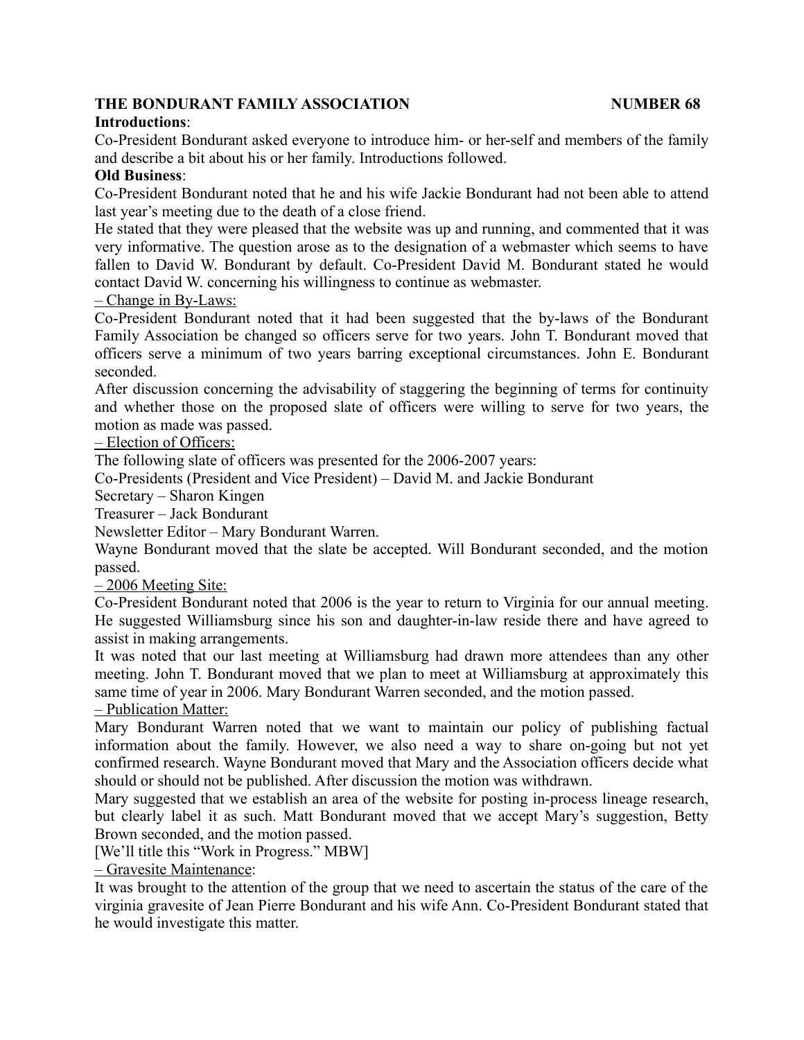**Introductions**:

Co-President Bondurant asked everyone to introduce him- or her-self and members of the family and describe a bit about his or her family. Introductions followed.

**Old Business**:

Co-President Bondurant noted that he and his wife Jackie Bondurant had not been able to attend last year's meeting due to the death of a close friend.

He stated that they were pleased that the website was up and running, and commented that it was very informative. The question arose as to the designation of a webmaster which seems to have fallen to David W. Bondurant by default. Co-President David M. Bondurant stated he would contact David W. concerning his willingness to continue as webmaster.

– Change in By-Laws:

Co-President Bondurant noted that it had been suggested that the by-laws of the Bondurant Family Association be changed so officers serve for two years. John T. Bondurant moved that officers serve a minimum of two years barring exceptional circumstances. John E. Bondurant seconded.

After discussion concerning the advisability of staggering the beginning of terms for continuity and whether those on the proposed slate of officers were willing to serve for two years, the motion as made was passed.

– Election of Officers:

The following slate of officers was presented for the 2006-2007 years:

Co-Presidents (President and Vice President) – David M. and Jackie Bondurant

Secretary – Sharon Kingen

Treasurer – Jack Bondurant

Newsletter Editor – Mary Bondurant Warren.

Wayne Bondurant moved that the slate be accepted. Will Bondurant seconded, and the motion passed.

– 2006 Meeting Site:

Co-President Bondurant noted that 2006 is the year to return to Virginia for our annual meeting. He suggested Williamsburg since his son and daughter-in-law reside there and have agreed to assist in making arrangements.

It was noted that our last meeting at Williamsburg had drawn more attendees than any other meeting. John T. Bondurant moved that we plan to meet at Williamsburg at approximately this same time of year in 2006. Mary Bondurant Warren seconded, and the motion passed.

– Publication Matter:

Mary Bondurant Warren noted that we want to maintain our policy of publishing factual information about the family. However, we also need a way to share on-going but not yet confirmed research. Wayne Bondurant moved that Mary and the Association officers decide what should or should not be published. After discussion the motion was withdrawn.

Mary suggested that we establish an area of the website for posting in-process lineage research, but clearly label it as such. Matt Bondurant moved that we accept Mary's suggestion, Betty Brown seconded, and the motion passed.

[We'll title this "Work in Progress." MBW]

– Gravesite Maintenance:

It was brought to the attention of the group that we need to ascertain the status of the care of the virginia gravesite of Jean Pierre Bondurant and his wife Ann. Co-President Bondurant stated that he would investigate this matter.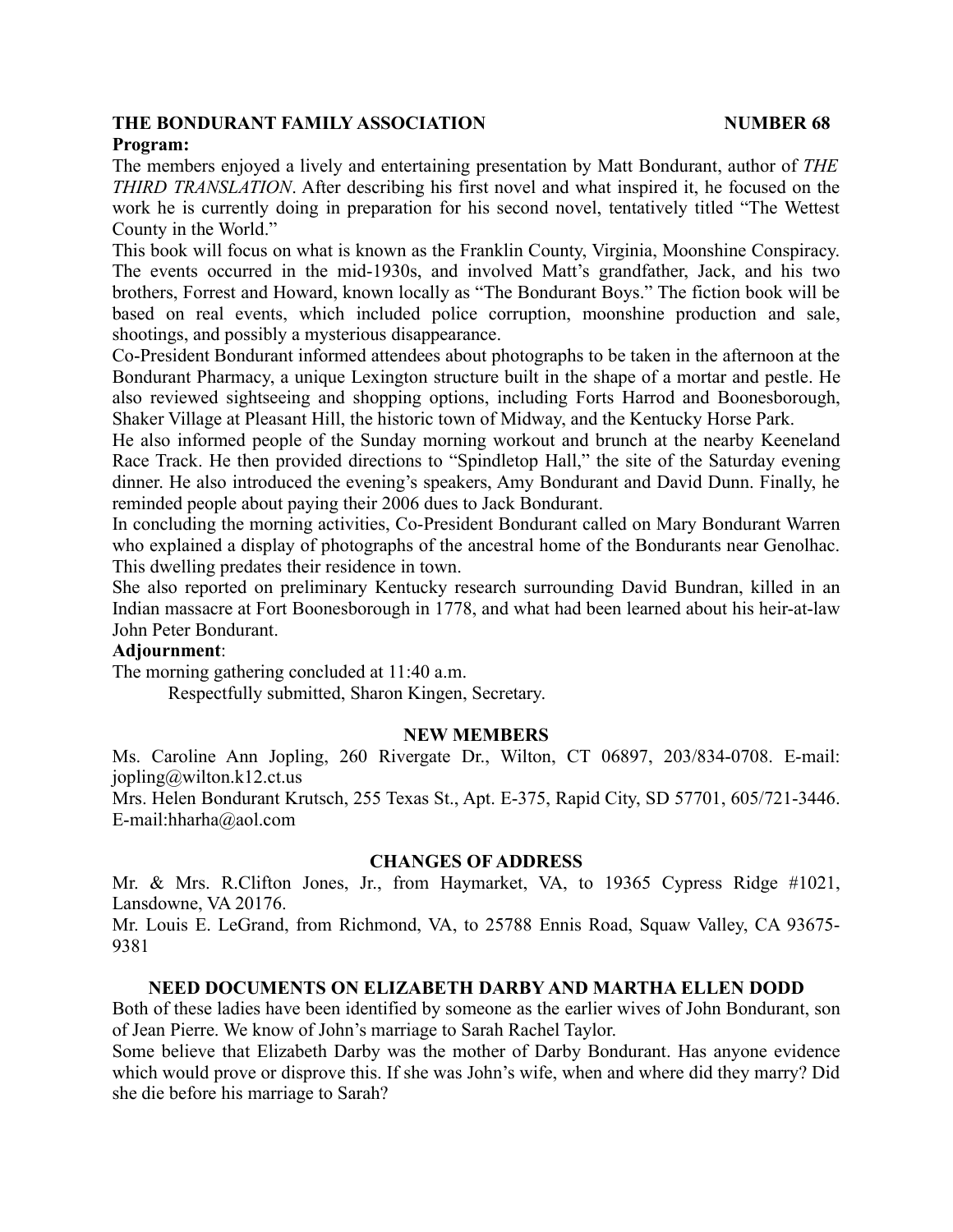**Program:**

The members enjoyed a lively and entertaining presentation by Matt Bondurant, author of *THE THIRD TRANSLATION*. After describing his first novel and what inspired it, he focused on the work he is currently doing in preparation for his second novel, tentatively titled "The Wettest County in the World."

This book will focus on what is known as the Franklin County, Virginia, Moonshine Conspiracy. The events occurred in the mid-1930s, and involved Matt's grandfather, Jack, and his two brothers, Forrest and Howard, known locally as "The Bondurant Boys." The fiction book will be based on real events, which included police corruption, moonshine production and sale, shootings, and possibly a mysterious disappearance.

Co-President Bondurant informed attendees about photographs to be taken in the afternoon at the Bondurant Pharmacy, a unique Lexington structure built in the shape of a mortar and pestle. He also reviewed sightseeing and shopping options, including Forts Harrod and Boonesborough, Shaker Village at Pleasant Hill, the historic town of Midway, and the Kentucky Horse Park.

He also informed people of the Sunday morning workout and brunch at the nearby Keeneland Race Track. He then provided directions to "Spindletop Hall," the site of the Saturday evening dinner. He also introduced the evening's speakers, Amy Bondurant and David Dunn. Finally, he reminded people about paying their 2006 dues to Jack Bondurant.

In concluding the morning activities, Co-President Bondurant called on Mary Bondurant Warren who explained a display of photographs of the ancestral home of the Bondurants near Genolhac. This dwelling predates their residence in town.

She also reported on preliminary Kentucky research surrounding David Bundran, killed in an Indian massacre at Fort Boonesborough in 1778, and what had been learned about his heir-at-law John Peter Bondurant.

**Adjournment**:

The morning gathering concluded at 11:40 a.m.

Respectfully submitted, Sharon Kingen, Secretary.

## NEW MEMBERS

Ms. Caroline Ann Jopling, 260 Rivergate Dr., Wilton, CT 06897, 203/834-0708. E-mail: jopling@wilton.k12.ct.us

Mrs. Helen Bondurant Krutsch, 255 Texas St., Apt. E-375, Rapid City, SD 57701, 605/721-3446. E-mail:hharha@aol.com

## CHANGES OF ADDRESS

Mr. & Mrs. R.Clifton Jones, Jr., from Haymarket, VA, to 19365 Cypress Ridge #1021, Lansdowne, VA 20176.

Mr. Louis E. LeGrand, from Richmond, VA, to 25788 Ennis Road, Squaw Valley, CA 93675-9381

## NEED DOCUMENTS ON ELIZABETH DARBY AND MARTHA ELLEN DODD

Both of these ladies have been identified by someone as the earlier wives of John Bondurant, son of Jean Pierre. We know of John's marriage to Sarah Rachel Taylor.

Some believe that Elizabeth Darby was the mother of Darby Bondurant. Has anyone evidence which would prove or disprove this. If she was John's wife, when and where did they marry? Did she die before his marriage to Sarah?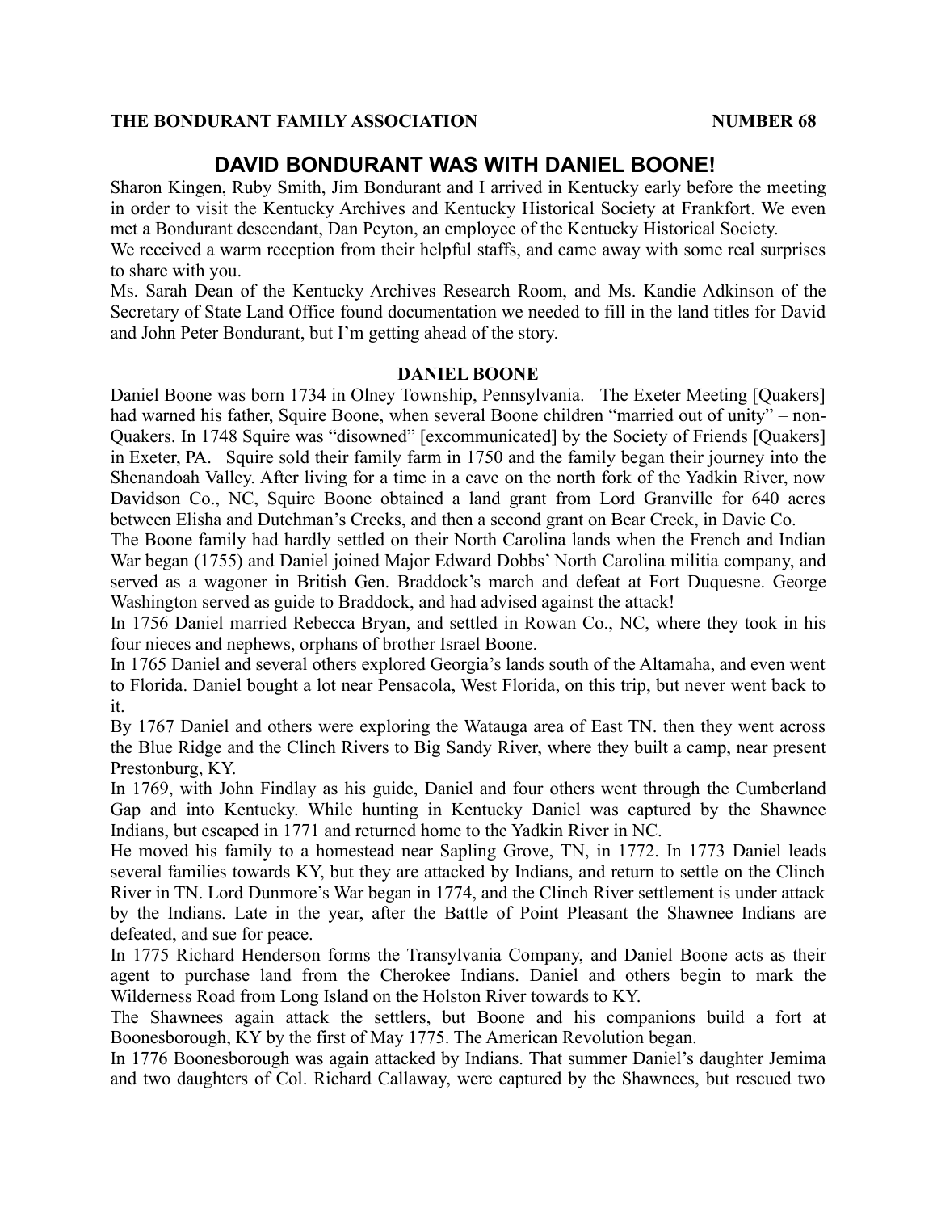## DAVID BONDURANT WAS WITH DANIEL BOONE!

Sharon Kingen, Ruby Smith, Jim Bondurant and I arrived in Kentucky early before the meeting in order to visit the Kentucky Archives and Kentucky Historical Society at Frankfort. We even met a Bondurant descendant, Dan Peyton, an employee of the Kentucky Historical Society.

We received a warm reception from their helpful staffs, and came away with some real surprises to share with you.

Ms. Sarah Dean of the Kentucky Archives Research Room, and Ms. Kandie Adkinson of the Secretary of State Land Office found documentation we needed to fill in the land titles for David and John Peter Bondurant, but I'm getting ahead of the story.

### DANIEL BOONE

Daniel Boone was born 1734 in Olney Township, Pennsylvania. The Exeter Meeting [Quakers] had warned his father, Squire Boone, when several Boone children "married out of unity" – non-Quakers. In 1748 Squire was "disowned" [excommunicated] by the Society of Friends [Quakers] in Exeter, PA. Squire sold their family farm in 1750 and the family began their journey into the Shenandoah Valley. After living for a time in a cave on the north fork of the Yadkin River, now Davidson Co., NC, Squire Boone obtained a land grant from Lord Granville for 640 acres between Elisha and Dutchman's Creeks, and then a second grant on Bear Creek, in Davie Co.

The Boone family had hardly settled on their North Carolina lands when the French and Indian War began (1755) and Daniel joined Major Edward Dobbs' North Carolina militia company, and served as a wagoner in British Gen. Braddock's march and defeat at Fort Duquesne. George Washington served as guide to Braddock, and had advised against the attack!

In 1756 Daniel married Rebecca Bryan, and settled in Rowan Co., NC, where they took in his four nieces and nephews, orphans of brother Israel Boone.

In 1765 Daniel and several others explored Georgia's lands south of the Altamaha, and even went to Florida. Daniel bought a lot near Pensacola, West Florida, on this trip, but never went back to it.

By 1767 Daniel and others were exploring the Watauga area of East TN. then they went across the Blue Ridge and the Clinch Rivers to Big Sandy River, where they built a camp, near present Prestonburg, KY.

In 1769, with John Findlay as his guide, Daniel and four others went through the Cumberland Gap and into Kentucky. While hunting in Kentucky Daniel was captured by the Shawnee Indians, but escaped in 1771 and returned home to the Yadkin River in NC.

He moved his family to a homestead near Sapling Grove, TN, in 1772. In 1773 Daniel leads several families towards KY, but they are attacked by Indians, and return to settle on the Clinch River in TN. Lord Dunmore's War began in 1774, and the Clinch River settlement is under attack by the Indians. Late in the year, after the Battle of Point Pleasant the Shawnee Indians are defeated, and sue for peace.

In 1775 Richard Henderson forms the Transylvania Company, and Daniel Boone acts as their agent to purchase land from the Cherokee Indians. Daniel and others begin to mark the Wilderness Road from Long Island on the Holston River towards to KY.

The Shawnees again attack the settlers, but Boone and his companions build a fort at Boonesborough, KY by the first of May 1775. The American Revolution began.

In 1776 Boonesborough was again attacked by Indians. That summer Daniel's daughter Jemima and two daughters of Col. Richard Callaway, were captured by the Shawnees, but rescued two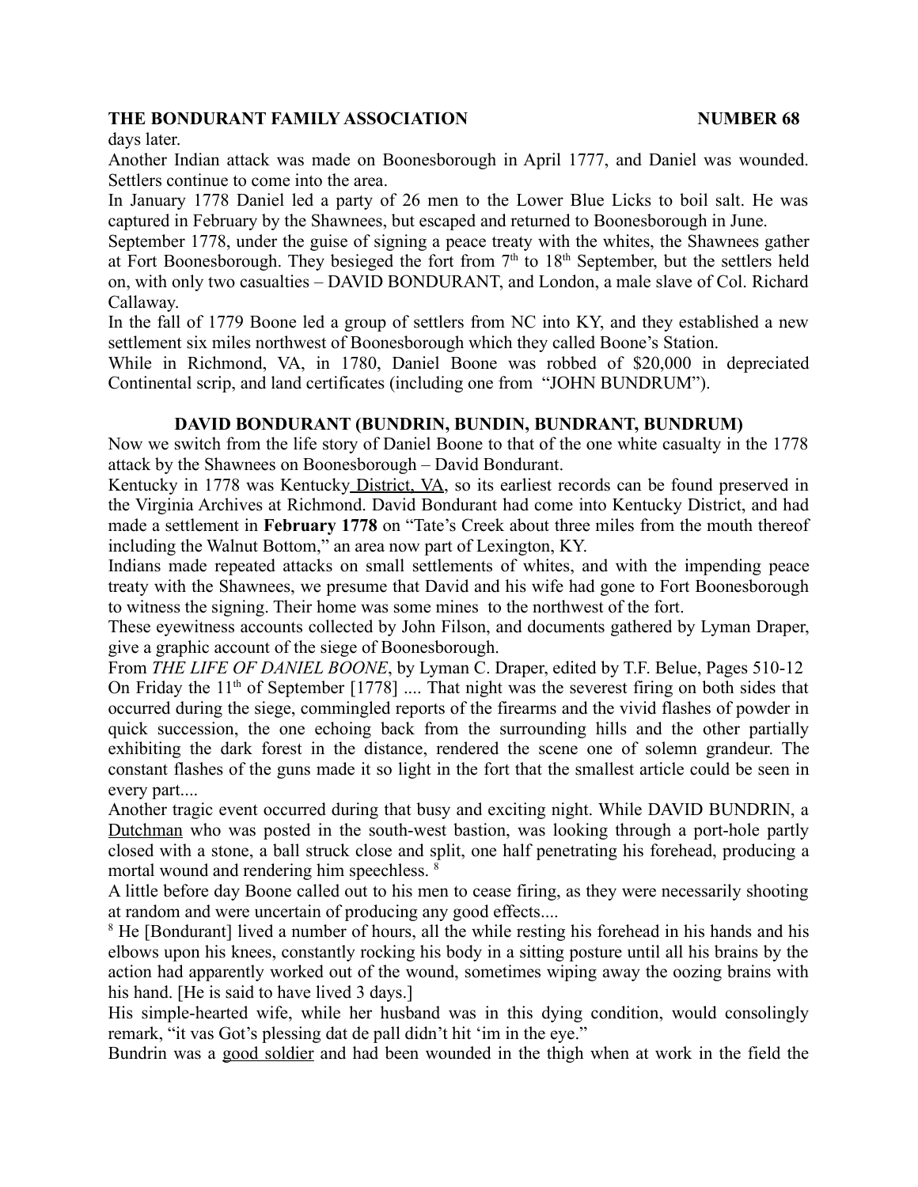days later.

Another Indian attack was made on Boonesborough in April 1777, and Daniel was wounded. Settlers continue to come into the area.

In January 1778 Daniel led a party of 26 men to the Lower Blue Licks to boil salt. He was captured in February by the Shawnees, but escaped and returned to Boonesborough in June.

September 1778, under the guise of signing a peace treaty with the whites, the Shawnees gather at Fort Boonesborough. They besieged the fort from 7th to 18th September, but the settlers held on, with only two casualties – DAVID BONDURANT, and London, a male slave of Col. Richard Callaway.

In the fall of 1779 Boone led a group of settlers from NC into KY, and they established a new settlement six miles northwest of Boonesborough which they called Boone's Station.

While in Richmond, VA, in 1780, Daniel Boone was robbed of $20,000 in depreciated Continental scrip, and land certificates (including one from "JOHN BUNDRUM").

### DAVID BONDURANT (BUNDRIN, BUNDIN, BUNDRANT, BUNDRUM)

Now we switch from the life story of Daniel Boone to that of the one white casualty in the 1778 attack by the Shawnees on Boonesborough – David Bondurant.

Kentucky in 1778 was Kentucky District, VA, so its earliest records can be found preserved in the Virginia Archives at Richmond. David Bondurant had come into Kentucky District, and had made a settlement in **February 1778** on "Tate's Creek about three miles from the mouth thereof including the Walnut Bottom," an area now part of Lexington, KY.

Indians made repeated attacks on small settlements of whites, and with the impending peace treaty with the Shawnees, we presume that David and his wife had gone to Fort Boonesborough to witness the signing. Their home was some mines to the northwest of the fort.

These eyewitness accounts collected by John Filson, and documents gathered by Lyman Draper, give a graphic account of the siege of Boonesborough.

From *THE LIFE OF DANIEL BOONE*, by Lyman C. Draper, edited by T.F. Belue, Pages 510-12

On Friday the 11th of September [1778] .... That night was the severest firing on both sides that occurred during the siege, commingled reports of the firearms and the vivid flashes of powder in quick succession, the one echoing back from the surrounding hills and the other partially exhibiting the dark forest in the distance, rendered the scene one of solemn grandeur. The constant flashes of the guns made it so light in the fort that the smallest article could be seen in every part....

Another tragic event occurred during that busy and exciting night. While DAVID BUNDRIN, a Dutchman who was posted in the south-west bastion, was looking through a port-hole partly closed with a stone, a ball struck close and split, one half penetrating his forehead, producing a mortal wound and rendering him speechless. [8]

A little before day Boone called out to his men to cease firing, as they were necessarily shooting at random and were uncertain of producing any good effects....

[8] He [Bondurant] lived a number of hours, all the while resting his forehead in his hands and his elbows upon his knees, constantly rocking his body in a sitting posture until all his brains by the action had apparently worked out of the wound, sometimes wiping away the oozing brains with his hand. [He is said to have lived 3 days.]

His simple-hearted wife, while her husband was in this dying condition, would consolingly remark, "it vas Got's plessing dat de pall didn't hit 'im in the eye."

Bundrin was a good soldier and had been wounded in the thigh when at work in the field the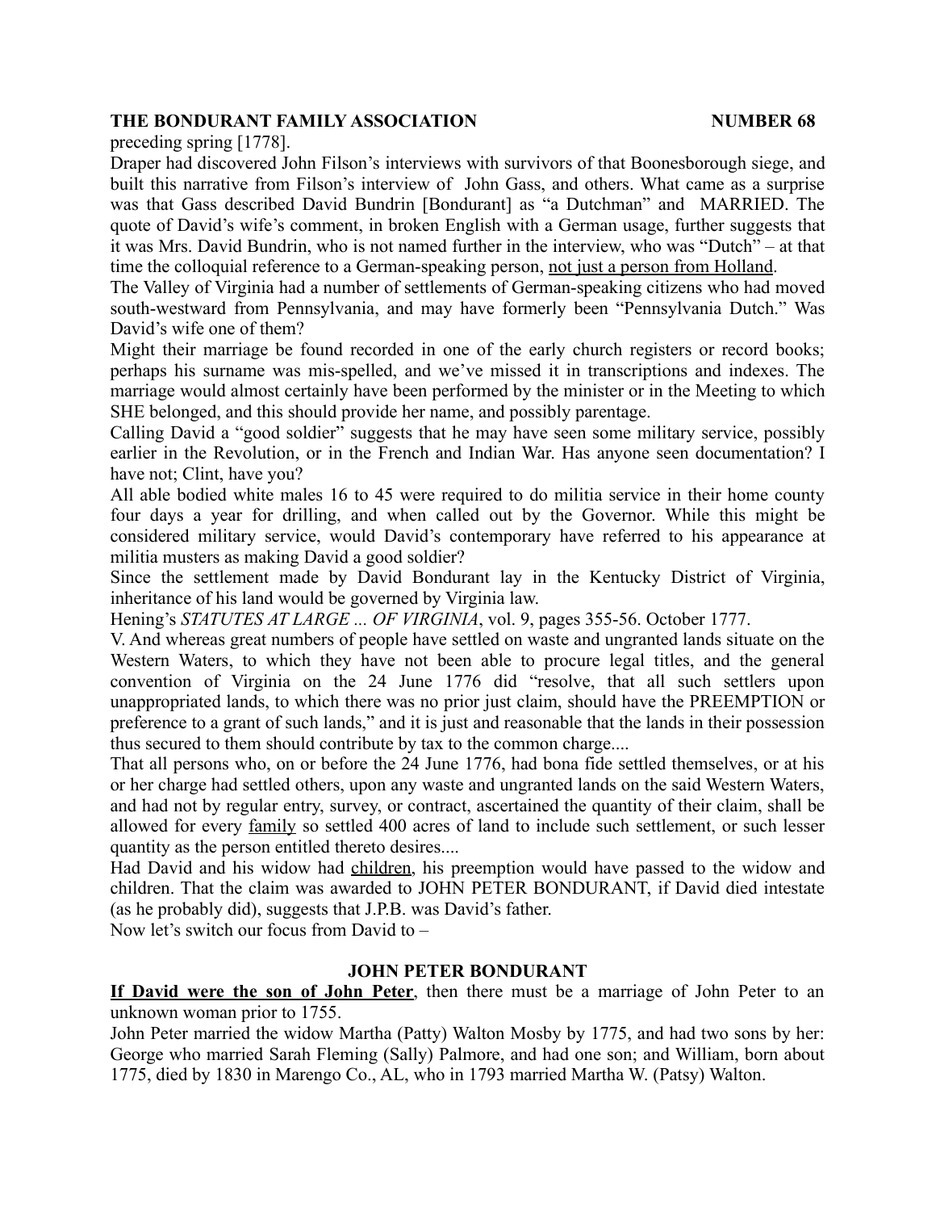preceding spring [1778].

Draper had discovered John Filson's interviews with survivors of that Boonesborough siege, and built this narrative from Filson's interview of John Gass, and others. What came as a surprise was that Gass described David Bundrin [Bondurant] as "a Dutchman" and MARRIED. The quote of David's wife's comment, in broken English with a German usage, further suggests that it was Mrs. David Bundrin, who is not named further in the interview, who was "Dutch" – at that time the colloquial reference to a German-speaking person, <u>not just a person from Holland</u>.

The Valley of Virginia had a number of settlements of German-speaking citizens who had moved south-westward from Pennsylvania, and may have formerly been "Pennsylvania Dutch." Was David's wife one of them?

Might their marriage be found recorded in one of the early church registers or record books; perhaps his surname was mis-spelled, and we've missed it in transcriptions and indexes. The marriage would almost certainly have been performed by the minister or in the Meeting to which SHE belonged, and this should provide her name, and possibly parentage.

Calling David a "good soldier" suggests that he may have seen some military service, possibly earlier in the Revolution, or in the French and Indian War. Has anyone seen documentation? I have not; Clint, have you?

All able bodied white males 16 to 45 were required to do militia service in their home county four days a year for drilling, and when called out by the Governor. While this might be considered military service, would David's contemporary have referred to his appearance at militia musters as making David a good soldier?

Since the settlement made by David Bondurant lay in the Kentucky District of Virginia, inheritance of his land would be governed by Virginia law.

Hening's *STATUTES AT LARGE ... OF VIRGINIA*, vol. 9, pages 355-56. October 1777.

V. And whereas great numbers of people have settled on waste and ungranted lands situate on the Western Waters, to which they have not been able to procure legal titles, and the general convention of Virginia on the 24 June 1776 did "resolve, that all such settlers upon unappropriated lands, to which there was no prior just claim, should have the PREEMPTION or preference to a grant of such lands," and it is just and reasonable that the lands in their possession thus secured to them should contribute by tax to the common charge....

That all persons who, on or before the 24 June 1776, had bona fide settled themselves, or at his or her charge had settled others, upon any waste and ungranted lands on the said Western Waters, and had not by regular entry, survey, or contract, ascertained the quantity of their claim, shall be allowed for every <u>family</u> so settled 400 acres of land to include such settlement, or such lesser quantity as the person entitled thereto desires....

Had David and his widow had <u>children</u>, his preemption would have passed to the widow and children. That the claim was awarded to JOHN PETER BONDURANT, if David died intestate (as he probably did), suggests that J.P.B. was David's father.

Now let's switch our focus from David to –

## JOHN PETER BONDURANT

**<u>If David were the son of John Peter</u>**, then there must be a marriage of John Peter to an unknown woman prior to 1755.

John Peter married the widow Martha (Patty) Walton Mosby by 1775, and had two sons by her: George who married Sarah Fleming (Sally) Palmore, and had one son; and William, born about 1775, died by 1830 in Marengo Co., AL, who in 1793 married Martha W. (Patsy) Walton.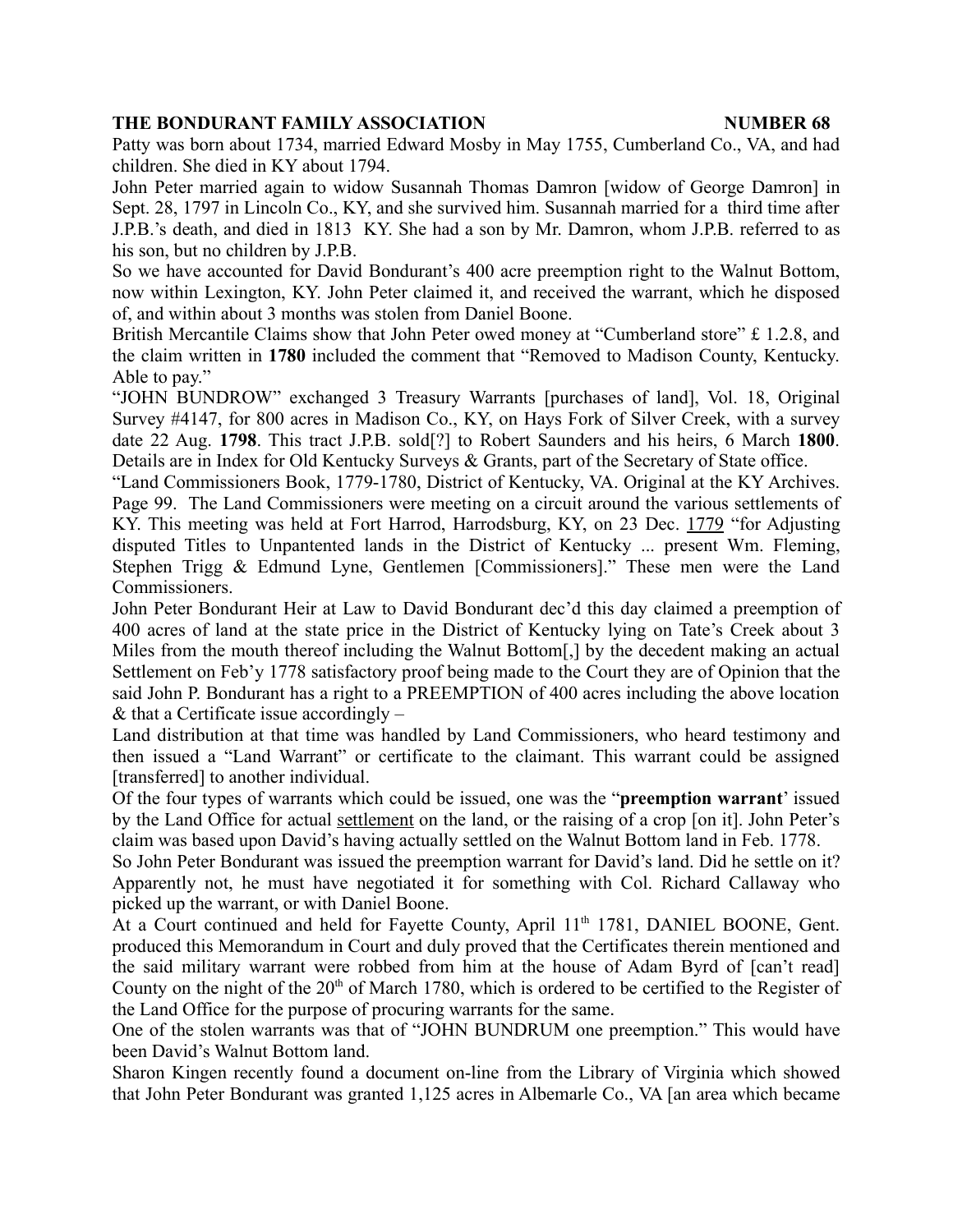Patty was born about 1734, married Edward Mosby in May 1755, Cumberland Co., VA, and had children. She died in KY about 1794.

John Peter married again to widow Susannah Thomas Damron [widow of George Damron] in Sept. 28, 1797 in Lincoln Co., KY, and she survived him. Susannah married for a third time after J.P.B.'s death, and died in 1813 KY. She had a son by Mr. Damron, whom J.P.B. referred to as his son, but no children by J.P.B.

So we have accounted for David Bondurant's 400 acre preemption right to the Walnut Bottom, now within Lexington, KY. John Peter claimed it, and received the warrant, which he disposed of, and within about 3 months was stolen from Daniel Boone.

British Mercantile Claims show that John Peter owed money at "Cumberland store" £ 1.2.8, and the claim written in **1780** included the comment that "Removed to Madison County, Kentucky. Able to pay."

"JOHN BUNDROW" exchanged 3 Treasury Warrants [purchases of land], Vol. 18, Original Survey #4147, for 800 acres in Madison Co., KY, on Hays Fork of Silver Creek, with a survey date 22 Aug. **1798**. This tract J.P.B. sold[?] to Robert Saunders and his heirs, 6 March **1800**. Details are in Index for Old Kentucky Surveys & Grants, part of the Secretary of State office.

"Land Commissioners Book, 1779-1780, District of Kentucky, VA. Original at the KY Archives. Page 99. The Land Commissioners were meeting on a circuit around the various settlements of KY. This meeting was held at Fort Harrod, Harrodsburg, KY, on 23 Dec. <u>1779</u> "for Adjusting disputed Titles to Unpatented lands in the District of Kentucky ... present Wm. Fleming, Stephen Trigg & Edmund Lyne, Gentlemen [Commissioners]." These men were the Land Commissioners.

John Peter Bondurant Heir at Law to David Bondurant dec'd this day claimed a preemption of 400 acres of land at the state price in the District of Kentucky lying on Tate's Creek about 3 Miles from the mouth thereof including the Walnut Bottom[,] by the decedent making an actual Settlement on Feb'y 1778 satisfactory proof being made to the Court they are of Opinion that the said John P. Bondurant has a right to a PREEMPTION of 400 acres including the above location & that a Certificate issue accordingly –

Land distribution at that time was handled by Land Commissioners, who heard testimony and then issued a "Land Warrant" or certificate to the claimant. This warrant could be assigned [transferred] to another individual.

Of the four types of warrants which could be issued, one was the "**preemption warrant**' issued by the Land Office for actual <u>settlement</u> on the land, or the raising of a crop [on it]. John Peter's claim was based upon David's having actually settled on the Walnut Bottom land in Feb. 1778.

So John Peter Bondurant was issued the preemption warrant for David's land. Did he settle on it? Apparently not, he must have negotiated it for something with Col. Richard Callaway who picked up the warrant, or with Daniel Boone.

At a Court continued and held for Fayette County, April 11th 1781, DANIEL BOONE, Gent. produced this Memorandum in Court and duly proved that the Certificates therein mentioned and the said military warrant were robbed from him at the house of Adam Byrd of [can't read] County on the night of the 20th of March 1780, which is ordered to be certified to the Register of the Land Office for the purpose of procuring warrants for the same.

One of the stolen warrants was that of "JOHN BUNDRUM one preemption." This would have been David's Walnut Bottom land.

Sharon Kingen recently found a document on-line from the Library of Virginia which showed that John Peter Bondurant was granted 1,125 acres in Albemarle Co., VA [an area which became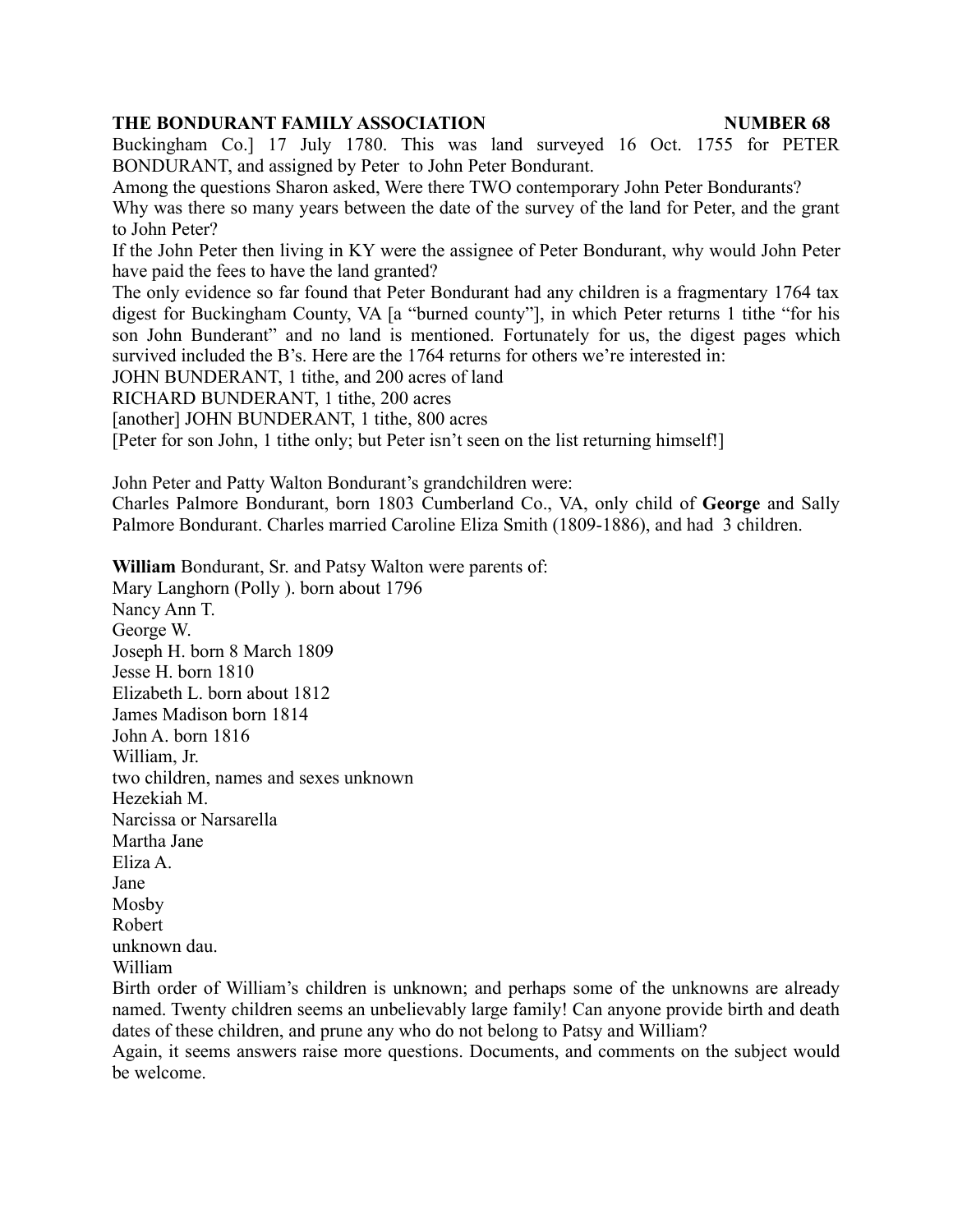Buckingham Co.] 17 July 1780. This was land surveyed 16 Oct. 1755 for PETER BONDURANT, and assigned by Peter to John Peter Bondurant.

Among the questions Sharon asked, Were there TWO contemporary John Peter Bondurants?

Why was there so many years between the date of the survey of the land for Peter, and the grant to John Peter?

If the John Peter then living in KY were the assignee of Peter Bondurant, why would John Peter have paid the fees to have the land granted?

The only evidence so far found that Peter Bondurant had any children is a fragmentary 1764 tax digest for Buckingham County, VA [a "burned county"], in which Peter returns 1 tithe "for his son John Bunderant" and no land is mentioned. Fortunately for us, the digest pages which survived included the B's. Here are the 1764 returns for others we're interested in:

JOHN BUNDERANT, 1 tithe, and 200 acres of land

RICHARD BUNDERANT, 1 tithe, 200 acres

[another] JOHN BUNDERANT, 1 tithe, 800 acres

[Peter for son John, 1 tithe only; but Peter isn't seen on the list returning himself!]

John Peter and Patty Walton Bondurant's grandchildren were:

Charles Palmore Bondurant, born 1803 Cumberland Co., VA, only child of **George** and Sally Palmore Bondurant. Charles married Caroline Eliza Smith (1809-1886), and had 3 children.

**William** Bondurant, Sr. and Patsy Walton were parents of:

Mary Langhorn (Polly ). born about 1796
Nancy Ann T.
George W.
Joseph H. born 8 March 1809
Jesse H. born 1810
Elizabeth L. born about 1812
James Madison born 1814
John A. born 1816
William, Jr.
two children, names and sexes unknown
Hezekiah M.
Narcissa or Narsarella
Martha Jane
Eliza A.
Jane
Mosby
Robert
unknown dau.
William

Birth order of William's children is unknown; and perhaps some of the unknowns are already named. Twenty children seems an unbelievably large family! Can anyone provide birth and death dates of these children, and prune any who do not belong to Patsy and William?

Again, it seems answers raise more questions. Documents, and comments on the subject would be welcome.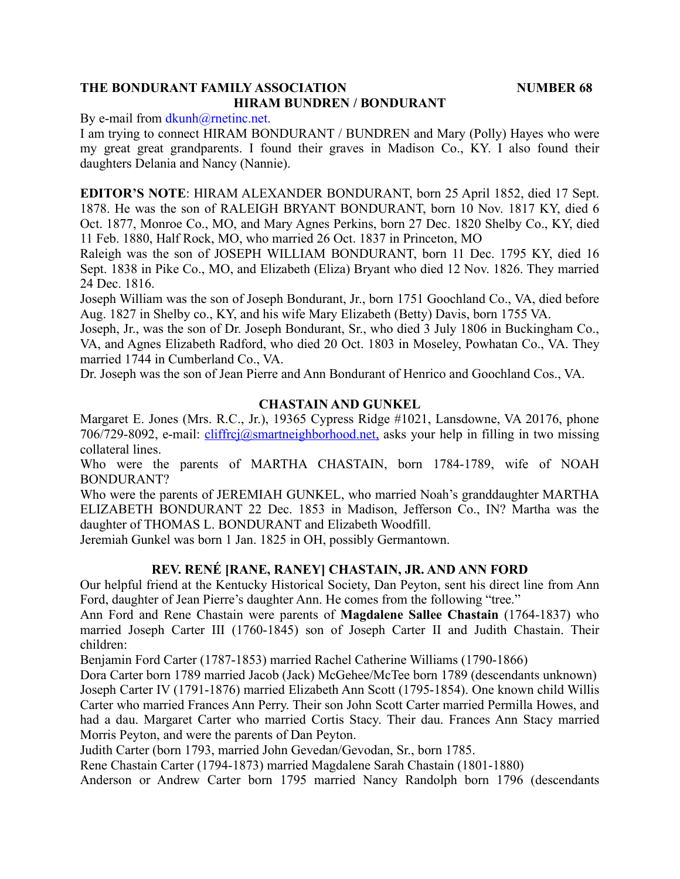**THE BONDURANT FAMILY ASSOCIATION NUMBER 68**

## HIRAM BUNDREN / BONDURANT

By e-mail from dkunh@rnetinc.net.

I am trying to connect HIRAM BONDURANT / BUNDREN and Mary (Polly) Hayes who were my great great grandparents. I found their graves in Madison Co., KY. I also found their daughters Delania and Nancy (Nannie).

**EDITOR'S NOTE**: HIRAM ALEXANDER BONDURANT, born 25 April 1852, died 17 Sept. 1878. He was the son of RALEIGH BRYANT BONDURANT, born 10 Nov. 1817 KY, died 6 Oct. 1877, Monroe Co., MO, and Mary Agnes Perkins, born 27 Dec. 1820 Shelby Co., KY, died 11 Feb. 1880, Half Rock, MO, who married 26 Oct. 1837 in Princeton, MO

Raleigh was the son of JOSEPH WILLIAM BONDURANT, born 11 Dec. 1795 KY, died 16 Sept. 1838 in Pike Co., MO, and Elizabeth (Eliza) Bryant who died 12 Nov. 1826. They married 24 Dec. 1816.

Joseph William was the son of Joseph Bondurant, Jr., born 1751 Goochland Co., VA, died before Aug. 1827 in Shelby co., KY, and his wife Mary Elizabeth (Betty) Davis, born 1755 VA.

Joseph, Jr., was the son of Dr. Joseph Bondurant, Sr., who died 3 July 1806 in Buckingham Co., VA, and Agnes Elizabeth Radford, who died 20 Oct. 1803 in Moseley, Powhatan Co., VA. They married 1744 in Cumberland Co., VA.

Dr. Joseph was the son of Jean Pierre and Ann Bondurant of Henrico and Goochland Cos., VA.

## CHASTAIN AND GUNKEL

Margaret E. Jones (Mrs. R.C., Jr.), 19365 Cypress Ridge #1021, Lansdowne, VA 20176, phone 706/729-8092, e-mail: cliffrcj@smartneighborhood.net, asks your help in filling in two missing collateral lines.

Who were the parents of MARTHA CHASTAIN, born 1784-1789, wife of NOAH BONDURANT?

Who were the parents of JEREMIAH GUNKEL, who married Noah's granddaughter MARTHA ELIZABETH BONDURANT 22 Dec. 1853 in Madison, Jefferson Co., IN? Martha was the daughter of THOMAS L. BONDURANT and Elizabeth Woodfill.

Jeremiah Gunkel was born 1 Jan. 1825 in OH, possibly Germantown.

## REV. RENÉ [RANE, RANEY] CHASTAIN, JR. AND ANN FORD

Our helpful friend at the Kentucky Historical Society, Dan Peyton, sent his direct line from Ann Ford, daughter of Jean Pierre's daughter Ann. He comes from the following "tree."

Ann Ford and Rene Chastain were parents of **Magdalene Sallee Chastain** (1764-1837) who married Joseph Carter III (1760-1845) son of Joseph Carter II and Judith Chastain. Their children:

Benjamin Ford Carter (1787-1853) married Rachel Catherine Williams (1790-1866)

Dora Carter born 1789 married Jacob (Jack) McGehee/McTee born 1789 (descendants unknown)

Joseph Carter IV (1791-1876) married Elizabeth Ann Scott (1795-1854). One known child Willis Carter who married Frances Ann Perry. Their son John Scott Carter married Permilla Howes, and had a dau. Margaret Carter who married Cortis Stacy. Their dau. Frances Ann Stacy married Morris Peyton, and were the parents of Dan Peyton.

Judith Carter (born 1793, married John Gevedan/Gevodan, Sr., born 1785.

Rene Chastain Carter (1794-1873) married Magdalene Sarah Chastain (1801-1880)

Anderson or Andrew Carter born 1795 married Nancy Randolph born 1796 (descendants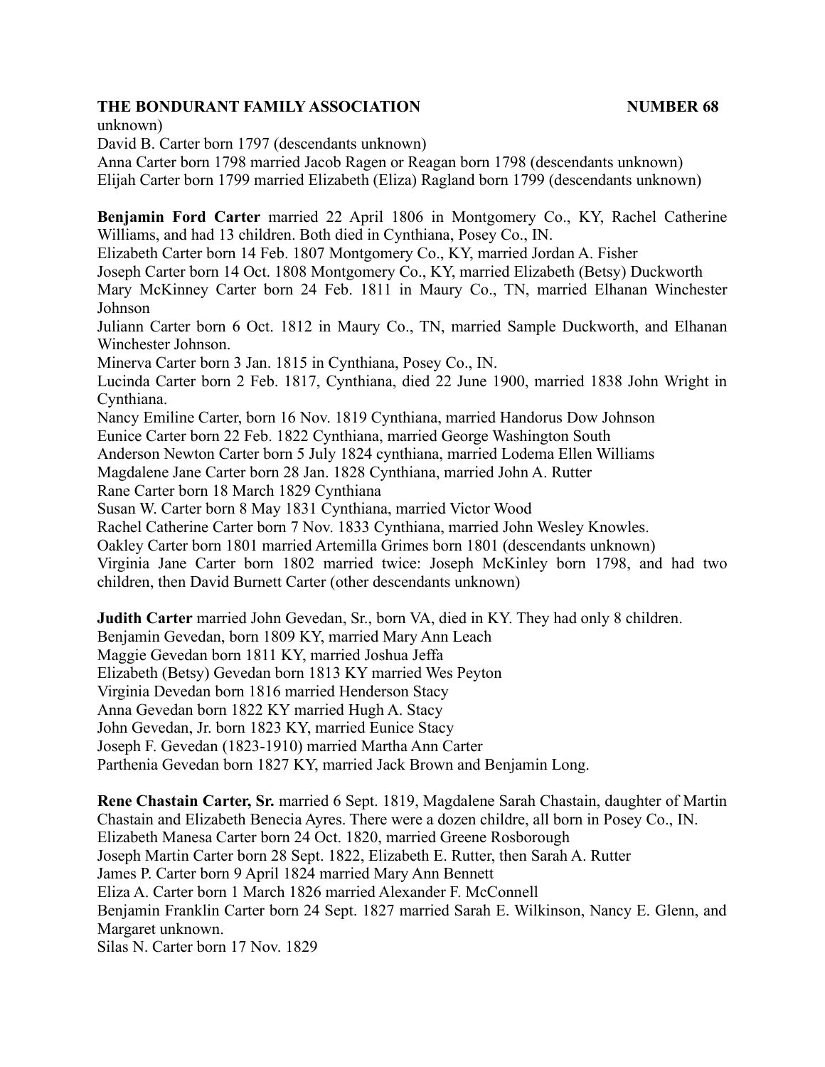unknown)

David B. Carter born 1797 (descendants unknown)

Anna Carter born 1798 married Jacob Ragen or Reagan born 1798 (descendants unknown)

Elijah Carter born 1799 married Elizabeth (Eliza) Ragland born 1799 (descendants unknown)

**Benjamin Ford Carter** married 22 April 1806 in Montgomery Co., KY, Rachel Catherine Williams, and had 13 children. Both died in Cynthiana, Posey Co., IN.

Elizabeth Carter born 14 Feb. 1807 Montgomery Co., KY, married Jordan A. Fisher

Joseph Carter born 14 Oct. 1808 Montgomery Co., KY, married Elizabeth (Betsy) Duckworth

Mary McKinney Carter born 24 Feb. 1811 in Maury Co., TN, married Elhanan Winchester Johnson

Juliann Carter born 6 Oct. 1812 in Maury Co., TN, married Sample Duckworth, and Elhanan Winchester Johnson.

Minerva Carter born 3 Jan. 1815 in Cynthiana, Posey Co., IN.

Lucinda Carter born 2 Feb. 1817, Cynthiana, died 22 June 1900, married 1838 John Wright in Cynthiana.

Nancy Emiline Carter, born 16 Nov. 1819 Cynthiana, married Handorus Dow Johnson

Eunice Carter born 22 Feb. 1822 Cynthiana, married George Washington South

Anderson Newton Carter born 5 July 1824 cynthiana, married Lodema Ellen Williams

Magdalene Jane Carter born 28 Jan. 1828 Cynthiana, married John A. Rutter

Rane Carter born 18 March 1829 Cynthiana

Susan W. Carter born 8 May 1831 Cynthiana, married Victor Wood

Rachel Catherine Carter born 7 Nov. 1833 Cynthiana, married John Wesley Knowles.

Oakley Carter born 1801 married Artemilla Grimes born 1801 (descendants unknown)

Virginia Jane Carter born 1802 married twice: Joseph McKinley born 1798, and had two children, then David Burnett Carter (other descendants unknown)

**Judith Carter** married John Gevedan, Sr., born VA, died in KY. They had only 8 children.

Benjamin Gevedan, born 1809 KY, married Mary Ann Leach

Maggie Gevedan born 1811 KY, married Joshua Jeffa

Elizabeth (Betsy) Gevedan born 1813 KY married Wes Peyton

Virginia Devedan born 1816 married Henderson Stacy

Anna Gevedan born 1822 KY married Hugh A. Stacy

John Gevedan, Jr. born 1823 KY, married Eunice Stacy

Joseph F. Gevedan (1823-1910) married Martha Ann Carter

Parthenia Gevedan born 1827 KY, married Jack Brown and Benjamin Long.

**Rene Chastain Carter, Sr.** married 6 Sept. 1819, Magdalene Sarah Chastain, daughter of Martin Chastain and Elizabeth Benecia Ayres. There were a dozen childre, all born in Posey Co., IN.

Elizabeth Manesa Carter born 24 Oct. 1820, married Greene Rosborough

Joseph Martin Carter born 28 Sept. 1822, Elizabeth E. Rutter, then Sarah A. Rutter

James P. Carter born 9 April 1824 married Mary Ann Bennett

Eliza A. Carter born 1 March 1826 married Alexander F. McConnell

Benjamin Franklin Carter born 24 Sept. 1827 married Sarah E. Wilkinson, Nancy E. Glenn, and Margaret unknown.

Silas N. Carter born 17 Nov. 1829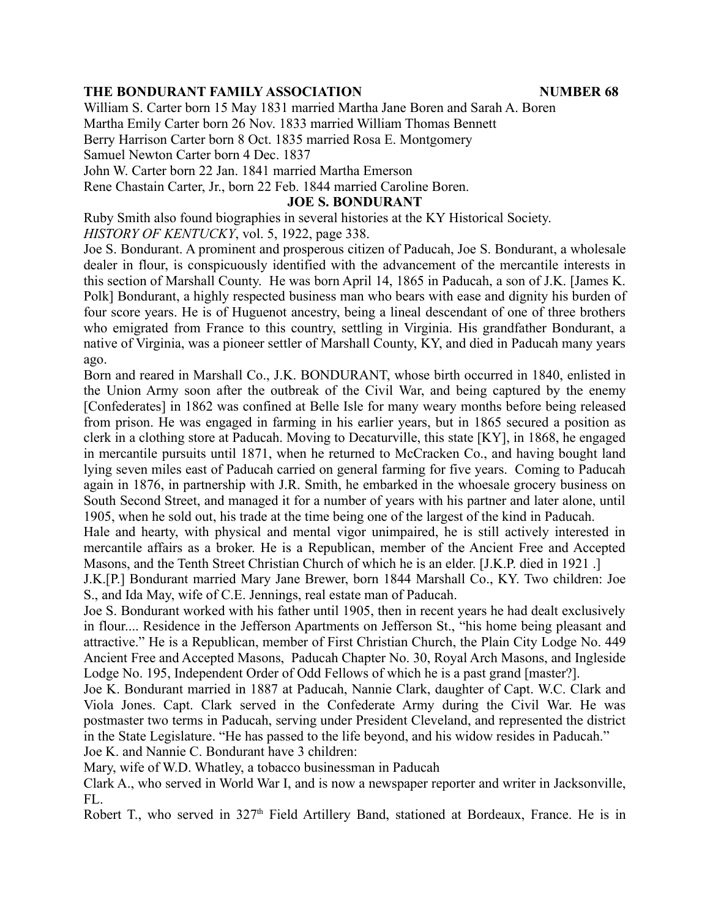William S. Carter born 15 May 1831 married Martha Jane Boren and Sarah A. Boren
Martha Emily Carter born 26 Nov. 1833 married William Thomas Bennett
Berry Harrison Carter born 8 Oct. 1835 married Rosa E. Montgomery
Samuel Newton Carter born 4 Dec. 1837
John W. Carter born 22 Jan. 1841 married Martha Emerson
Rene Chastain Carter, Jr., born 22 Feb. 1844 married Caroline Boren.

## JOE S. BONDURANT

Ruby Smith also found biographies in several histories at the KY Historical Society.
*HISTORY OF KENTUCKY*, vol. 5, 1922, page 338.

Joe S. Bondurant. A prominent and prosperous citizen of Paducah, Joe S. Bondurant, a wholesale dealer in flour, is conspicuously identified with the advancement of the mercantile interests in this section of Marshall County. He was born April 14, 1865 in Paducah, a son of J.K. [James K. Polk] Bondurant, a highly respected business man who bears with ease and dignity his burden of four score years. He is of Huguenot ancestry, being a lineal descendant of one of three brothers who emigrated from France to this country, settling in Virginia. His grandfather Bondurant, a native of Virginia, was a pioneer settler of Marshall County, KY, and died in Paducah many years ago.

Born and reared in Marshall Co., J.K. BONDURANT, whose birth occurred in 1840, enlisted in the Union Army soon after the outbreak of the Civil War, and being captured by the enemy [Confederates] in 1862 was confined at Belle Isle for many weary months before being released from prison. He was engaged in farming in his earlier years, but in 1865 secured a position as clerk in a clothing store at Paducah. Moving to Decaturville, this state [KY], in 1868, he engaged in mercantile pursuits until 1871, when he returned to McCracken Co., and having bought land lying seven miles east of Paducah carried on general farming for five years. Coming to Paducah again in 1876, in partnership with J.R. Smith, he embarked in the whoesale grocery business on South Second Street, and managed it for a number of years with his partner and later alone, until 1905, when he sold out, his trade at the time being one of the largest of the kind in Paducah.

Hale and hearty, with physical and mental vigor unimpaired, he is still actively interested in mercantile affairs as a broker. He is a Republican, member of the Ancient Free and Accepted Masons, and the Tenth Street Christian Church of which he is an elder. [J.K.P. died in 1921 .]

J.K.[P.] Bondurant married Mary Jane Brewer, born 1844 Marshall Co., KY. Two children: Joe S., and Ida May, wife of C.E. Jennings, real estate man of Paducah.

Joe S. Bondurant worked with his father until 1905, then in recent years he had dealt exclusively in flour.... Residence in the Jefferson Apartments on Jefferson St., “his home being pleasant and attractive.” He is a Republican, member of First Christian Church, the Plain City Lodge No. 449 Ancient Free and Accepted Masons, Paducah Chapter No. 30, Royal Arch Masons, and Ingleside Lodge No. 195, Independent Order of Odd Fellows of which he is a past grand [master?].

Joe K. Bondurant married in 1887 at Paducah, Nannie Clark, daughter of Capt. W.C. Clark and Viola Jones. Capt. Clark served in the Confederate Army during the Civil War. He was postmaster two terms in Paducah, serving under President Cleveland, and represented the district in the State Legislature. “He has passed to the life beyond, and his widow resides in Paducah.”

Joe K. and Nannie C. Bondurant have 3 children:

Mary, wife of W.D. Whatley, a tobacco businessman in Paducah

Clark A., who served in World War I, and is now a newspaper reporter and writer in Jacksonville, FL.

Robert T., who served in 327th Field Artillery Band, stationed at Bordeaux, France. He is in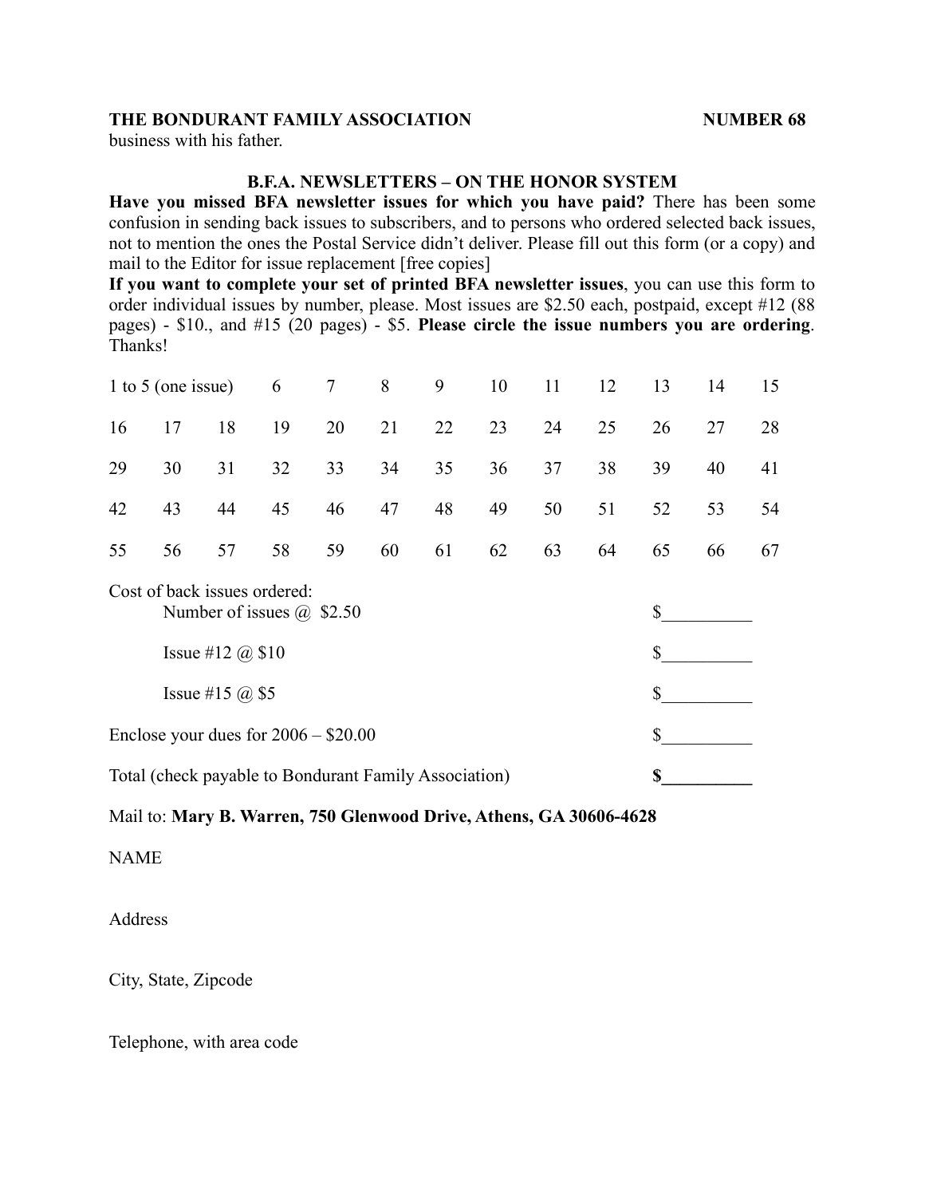business with his father.

## B.F.A. NEWSLETTERS – ON THE HONOR SYSTEM

**Have you missed BFA newsletter issues for which you have paid?** There has been some confusion in sending back issues to subscribers, and to persons who ordered selected back issues, not to mention the ones the Postal Service didn't deliver. Please fill out this form (or a copy) and mail to the Editor for issue replacement [free copies]

**If you want to complete your set of printed BFA newsletter issues**, you can use this form to order individual issues by number, please. Most issues are $2.50 each, postpaid, except #12 (88 pages) - $10., and #15 (20 pages) - $5. **Please circle the issue numbers you are ordering**. Thanks!

| 1 to 5 (one issue) | | | 6 | 7 | 8 | 9 | 10 | 11 | 12 | 13 | 14 | 15 |
|---|---|---|---|---|---|---|---|---|---|---|---|---|
| 16 | 17 | 18 | 19 | 20 | 21 | 22 | 23 | 24 | 25 | 26 | 27 | 28 |
| 29 | 30 | 31 | 32 | 33 | 34 | 35 | 36 | 37 | 38 | 39 | 40 | 41 |
| 42 | 43 | 44 | 45 | 46 | 47 | 48 | 49 | 50 | 51 | 52 | 53 | 54 |
| 55 | 56 | 57 | 58 | 59 | 60 | 61 | 62 | 63 | 64 | 65 | 66 | 67 |

Cost of back issues ordered:

Number of issues @ $2.50 $__________

Issue #12 @ $10 $__________

Issue #15 @ $5 $__________

Enclose your dues for 2006 – $20.00 $__________

Total (check payable to Bondurant Family Association) **$__________**

Mail to: **Mary B. Warren, 750 Glenwood Drive, Athens, GA 30606-4628**

NAME

Address

City, State, Zipcode

Telephone, with area code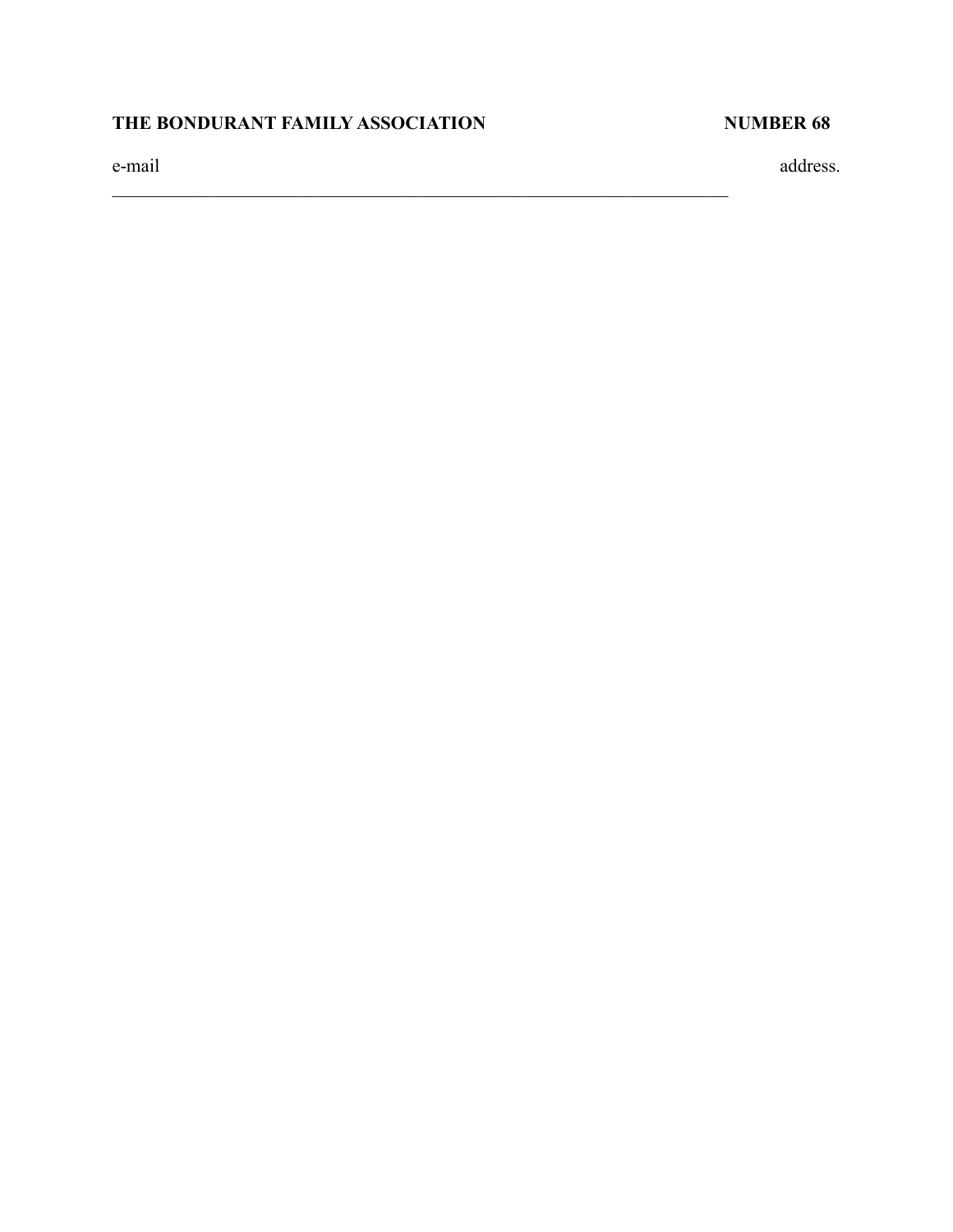e-mail address.

---